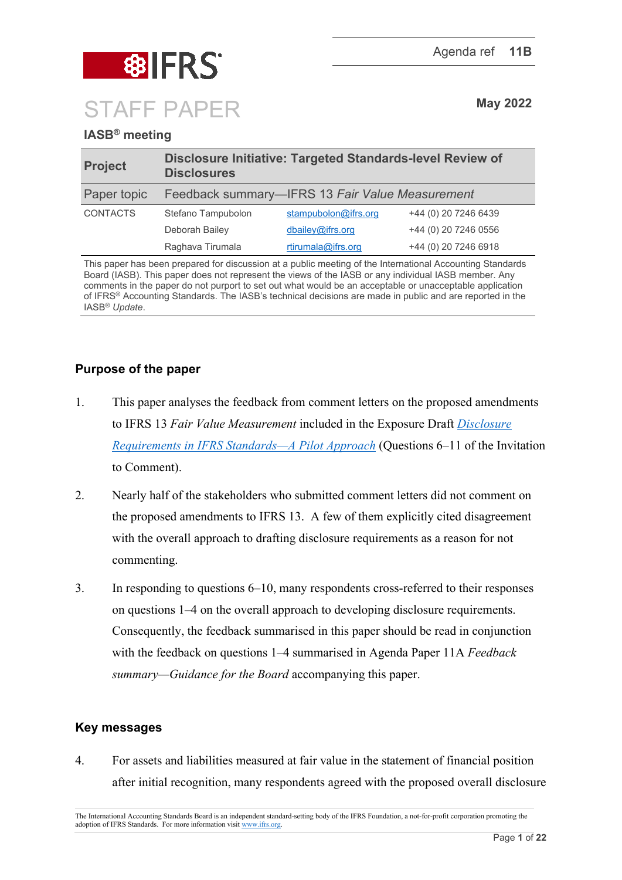Agenda ref **11B**

# STAFF PAPER

**May 2022**

**IASB® meeting**

| | | | |
|---|---|---|---|
| **Project** | **Disclosure Initiative: Targeted Standards-level Review of Disclosures** | | |
| Paper topic | Feedback summary—IFRS 13 *Fair Value Measurement* | | |
| CONTACTS | Stefano Tampubolon | stampubolon@ifrs.org | +44 (0) 20 7246 6439 |
| | Deborah Bailey | dbailey@ifrs.org | +44 (0) 20 7246 0556 |
| | Raghava Tirumala | rtirumala@ifrs.org | +44 (0) 20 7246 6918 |

This paper has been prepared for discussion at a public meeting of the International Accounting Standards Board (IASB). This paper does not represent the views of the IASB or any individual IASB member. Any comments in the paper do not purport to set out what would be an acceptable or unacceptable application of IFRS® Accounting Standards. The IASB's technical decisions are made in public and are reported in the IASB® *Update*.

## Purpose of the paper

1. This paper analyses the feedback from comment letters on the proposed amendments to IFRS 13 *Fair Value Measurement* included in the Exposure Draft *Disclosure Requirements in IFRS Standards—A Pilot Approach* (Questions 6–11 of the Invitation to Comment).

2. Nearly half of the stakeholders who submitted comment letters did not comment on the proposed amendments to IFRS 13. A few of them explicitly cited disagreement with the overall approach to drafting disclosure requirements as a reason for not commenting.

3. In responding to questions 6–10, many respondents cross-referred to their responses on questions 1–4 on the overall approach to developing disclosure requirements. Consequently, the feedback summarised in this paper should be read in conjunction with the feedback on questions 1–4 summarised in Agenda Paper 11A *Feedback summary—Guidance for the Board* accompanying this paper.

## Key messages

4. For assets and liabilities measured at fair value in the statement of financial position after initial recognition, many respondents agreed with the proposed overall disclosure

The International Accounting Standards Board is an independent standard-setting body of the IFRS Foundation, a not-for-profit corporation promoting the adoption of IFRS Standards. For more information visit www.ifrs.org.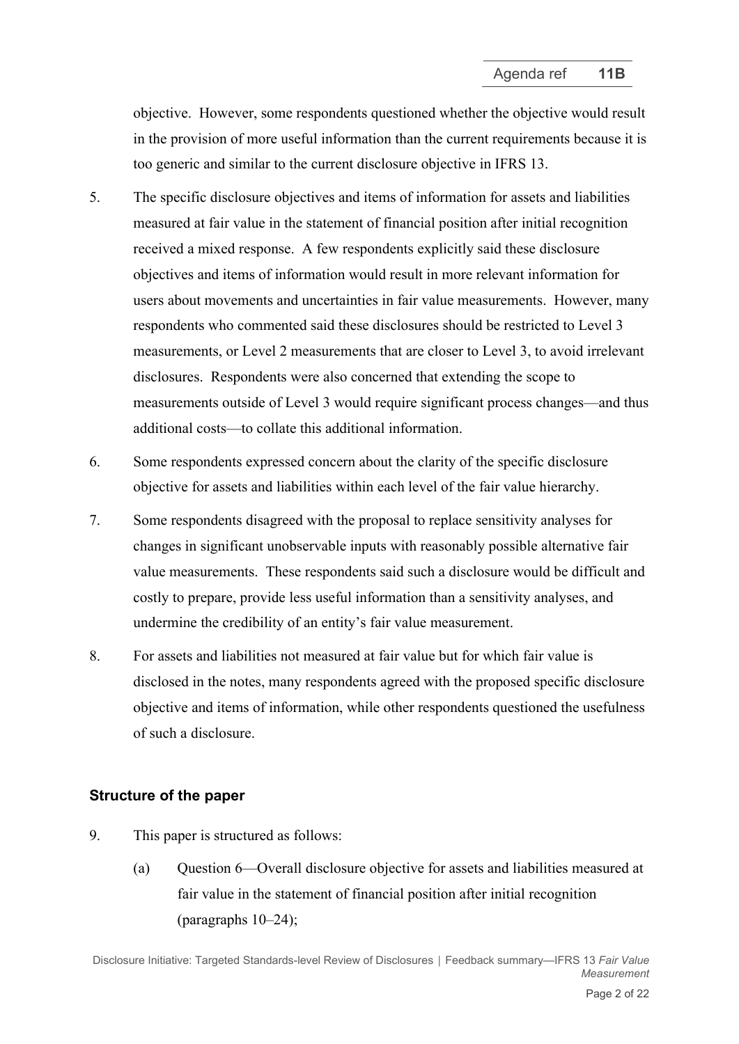objective. However, some respondents questioned whether the objective would result in the provision of more useful information than the current requirements because it is too generic and similar to the current disclosure objective in IFRS 13.

5. The specific disclosure objectives and items of information for assets and liabilities measured at fair value in the statement of financial position after initial recognition received a mixed response. A few respondents explicitly said these disclosure objectives and items of information would result in more relevant information for users about movements and uncertainties in fair value measurements. However, many respondents who commented said these disclosures should be restricted to Level 3 measurements, or Level 2 measurements that are closer to Level 3, to avoid irrelevant disclosures. Respondents were also concerned that extending the scope to measurements outside of Level 3 would require significant process changes—and thus additional costs—to collate this additional information.

6. Some respondents expressed concern about the clarity of the specific disclosure objective for assets and liabilities within each level of the fair value hierarchy.

7. Some respondents disagreed with the proposal to replace sensitivity analyses for changes in significant unobservable inputs with reasonably possible alternative fair value measurements. These respondents said such a disclosure would be difficult and costly to prepare, provide less useful information than a sensitivity analyses, and undermine the credibility of an entity's fair value measurement.

8. For assets and liabilities not measured at fair value but for which fair value is disclosed in the notes, many respondents agreed with the proposed specific disclosure objective and items of information, while other respondents questioned the usefulness of such a disclosure.

## Structure of the paper

9. This paper is structured as follows:

   (a) Question 6—Overall disclosure objective for assets and liabilities measured at fair value in the statement of financial position after initial recognition (paragraphs 10–24);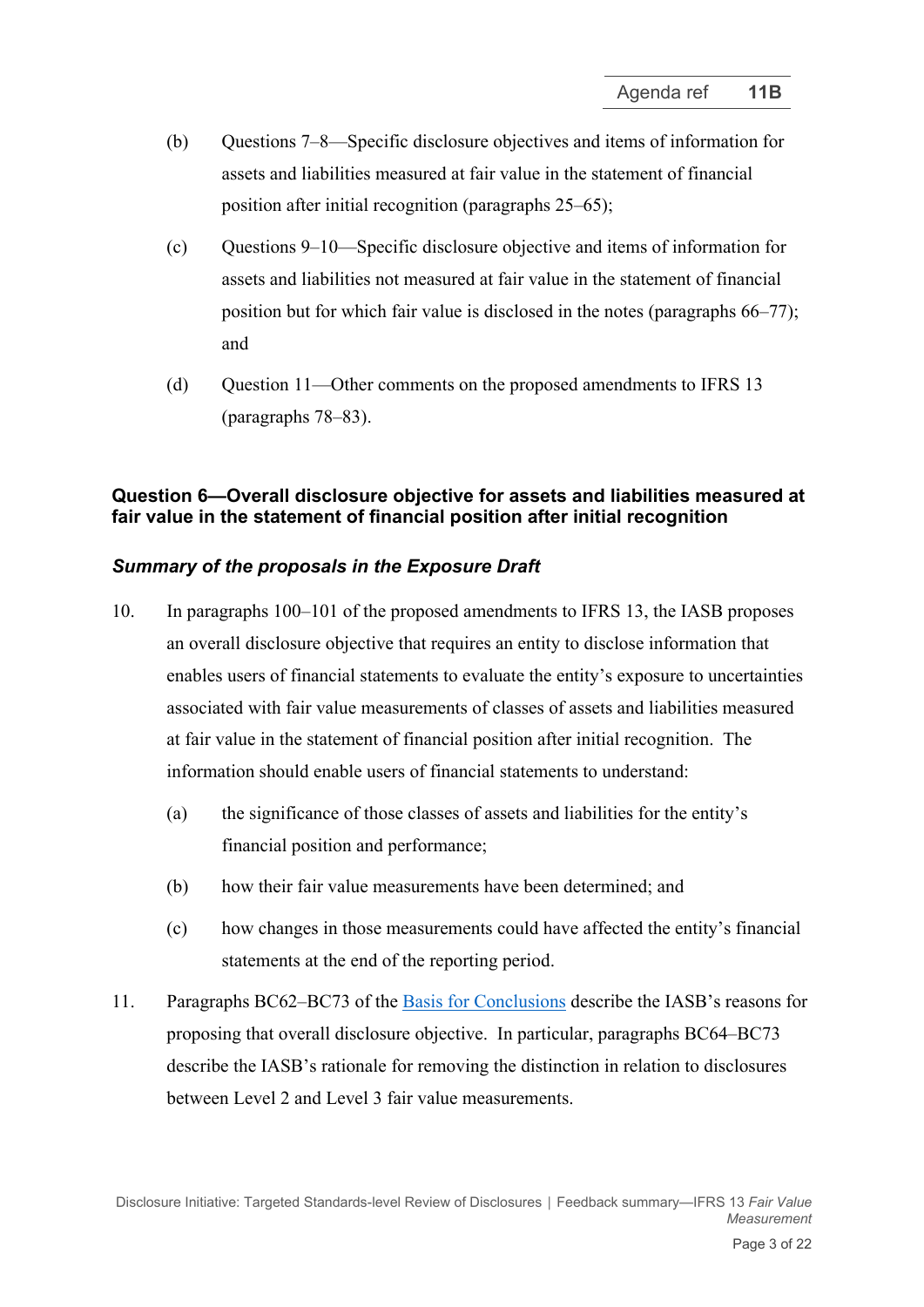(b) Questions 7–8—Specific disclosure objectives and items of information for assets and liabilities measured at fair value in the statement of financial position after initial recognition (paragraphs 25–65);

(c) Questions 9–10—Specific disclosure objective and items of information for assets and liabilities not measured at fair value in the statement of financial position but for which fair value is disclosed in the notes (paragraphs 66–77); and

(d) Question 11—Other comments on the proposed amendments to IFRS 13 (paragraphs 78–83).

## Question 6—Overall disclosure objective for assets and liabilities measured at fair value in the statement of financial position after initial recognition

### *Summary of the proposals in the Exposure Draft*

10. In paragraphs 100–101 of the proposed amendments to IFRS 13, the IASB proposes an overall disclosure objective that requires an entity to disclose information that enables users of financial statements to evaluate the entity's exposure to uncertainties associated with fair value measurements of classes of assets and liabilities measured at fair value in the statement of financial position after initial recognition. The information should enable users of financial statements to understand:

    (a) the significance of those classes of assets and liabilities for the entity's financial position and performance;

    (b) how their fair value measurements have been determined; and

    (c) how changes in those measurements could have affected the entity's financial statements at the end of the reporting period.

11. Paragraphs BC62–BC73 of the Basis for Conclusions describe the IASB's reasons for proposing that overall disclosure objective. In particular, paragraphs BC64–BC73 describe the IASB's rationale for removing the distinction in relation to disclosures between Level 2 and Level 3 fair value measurements.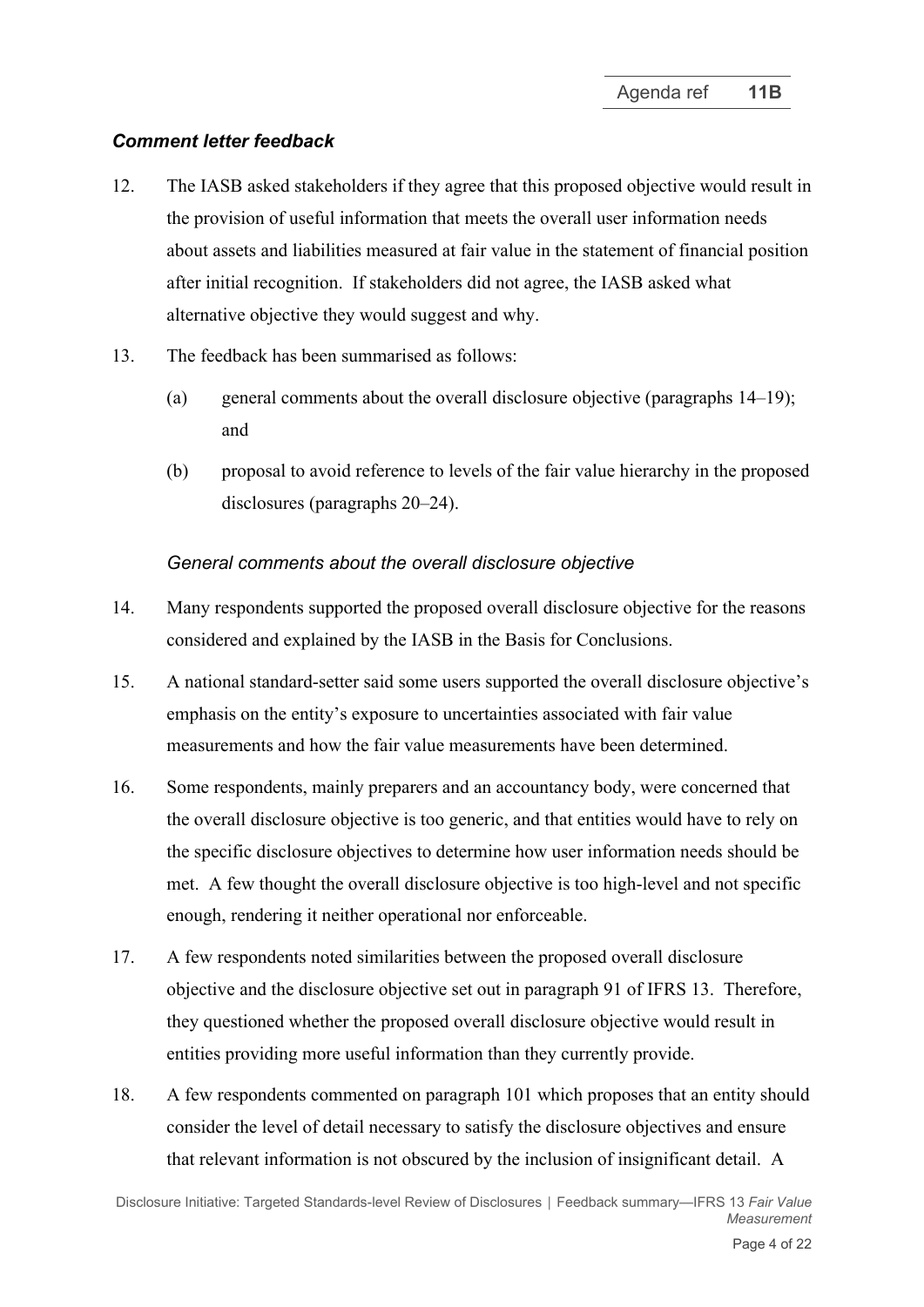### *Comment letter feedback*

12. The IASB asked stakeholders if they agree that this proposed objective would result in the provision of useful information that meets the overall user information needs about assets and liabilities measured at fair value in the statement of financial position after initial recognition. If stakeholders did not agree, the IASB asked what alternative objective they would suggest and why.

13. The feedback has been summarised as follows:

    (a) general comments about the overall disclosure objective (paragraphs 14–19); and

    (b) proposal to avoid reference to levels of the fair value hierarchy in the proposed disclosures (paragraphs 20–24).

#### *General comments about the overall disclosure objective*

14. Many respondents supported the proposed overall disclosure objective for the reasons considered and explained by the IASB in the Basis for Conclusions.

15. A national standard-setter said some users supported the overall disclosure objective's emphasis on the entity's exposure to uncertainties associated with fair value measurements and how the fair value measurements have been determined.

16. Some respondents, mainly preparers and an accountancy body, were concerned that the overall disclosure objective is too generic, and that entities would have to rely on the specific disclosure objectives to determine how user information needs should be met. A few thought the overall disclosure objective is too high-level and not specific enough, rendering it neither operational nor enforceable.

17. A few respondents noted similarities between the proposed overall disclosure objective and the disclosure objective set out in paragraph 91 of IFRS 13. Therefore, they questioned whether the proposed overall disclosure objective would result in entities providing more useful information than they currently provide.

18. A few respondents commented on paragraph 101 which proposes that an entity should consider the level of detail necessary to satisfy the disclosure objectives and ensure that relevant information is not obscured by the inclusion of insignificant detail. A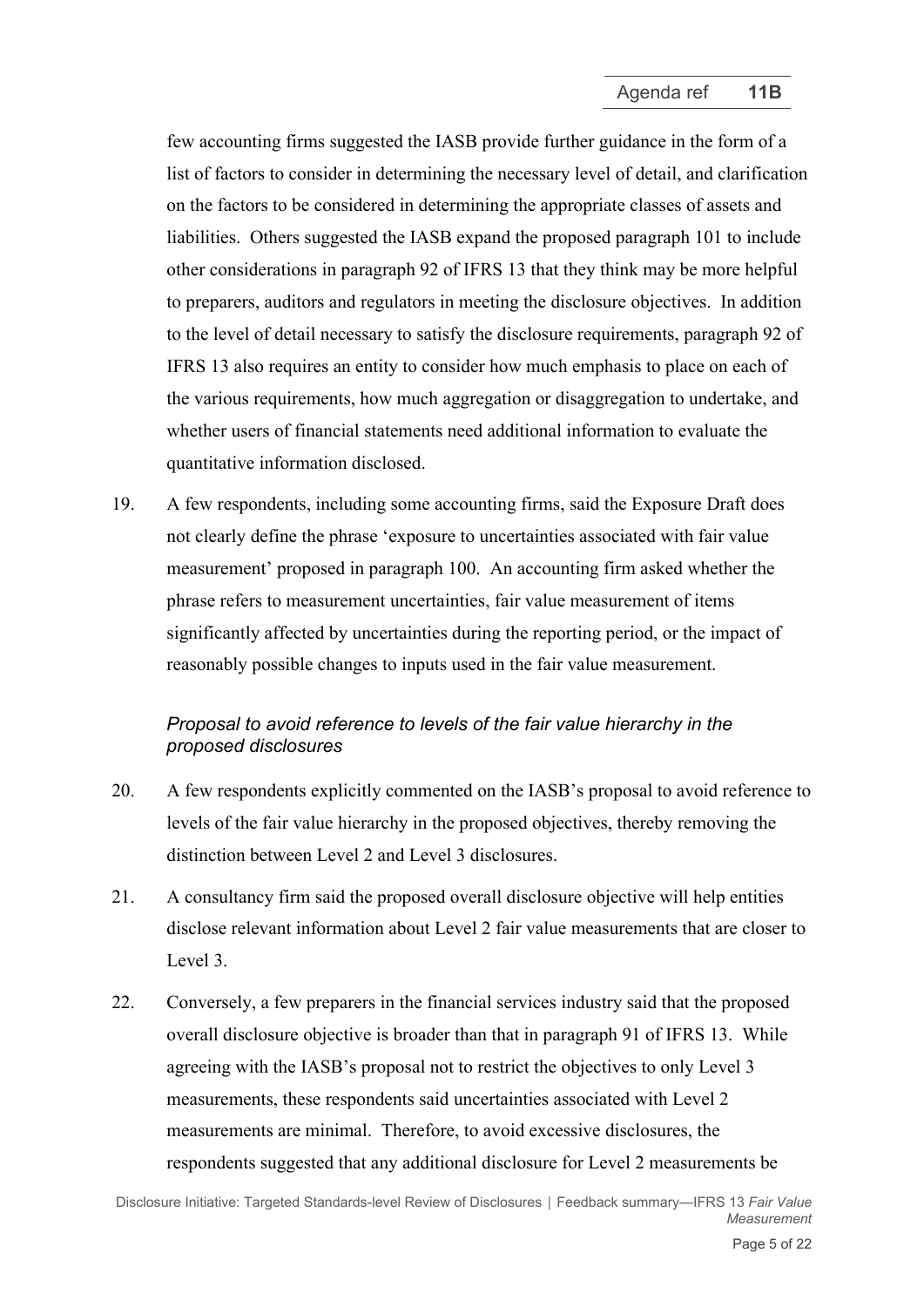few accounting firms suggested the IASB provide further guidance in the form of a list of factors to consider in determining the necessary level of detail, and clarification on the factors to be considered in determining the appropriate classes of assets and liabilities. Others suggested the IASB expand the proposed paragraph 101 to include other considerations in paragraph 92 of IFRS 13 that they think may be more helpful to preparers, auditors and regulators in meeting the disclosure objectives. In addition to the level of detail necessary to satisfy the disclosure requirements, paragraph 92 of IFRS 13 also requires an entity to consider how much emphasis to place on each of the various requirements, how much aggregation or disaggregation to undertake, and whether users of financial statements need additional information to evaluate the quantitative information disclosed.

19. A few respondents, including some accounting firms, said the Exposure Draft does not clearly define the phrase 'exposure to uncertainties associated with fair value measurement' proposed in paragraph 100. An accounting firm asked whether the phrase refers to measurement uncertainties, fair value measurement of items significantly affected by uncertainties during the reporting period, or the impact of reasonably possible changes to inputs used in the fair value measurement.

*Proposal to avoid reference to levels of the fair value hierarchy in the proposed disclosures*

20. A few respondents explicitly commented on the IASB's proposal to avoid reference to levels of the fair value hierarchy in the proposed objectives, thereby removing the distinction between Level 2 and Level 3 disclosures.

21. A consultancy firm said the proposed overall disclosure objective will help entities disclose relevant information about Level 2 fair value measurements that are closer to Level 3.

22. Conversely, a few preparers in the financial services industry said that the proposed overall disclosure objective is broader than that in paragraph 91 of IFRS 13. While agreeing with the IASB's proposal not to restrict the objectives to only Level 3 measurements, these respondents said uncertainties associated with Level 2 measurements are minimal. Therefore, to avoid excessive disclosures, the respondents suggested that any additional disclosure for Level 2 measurements be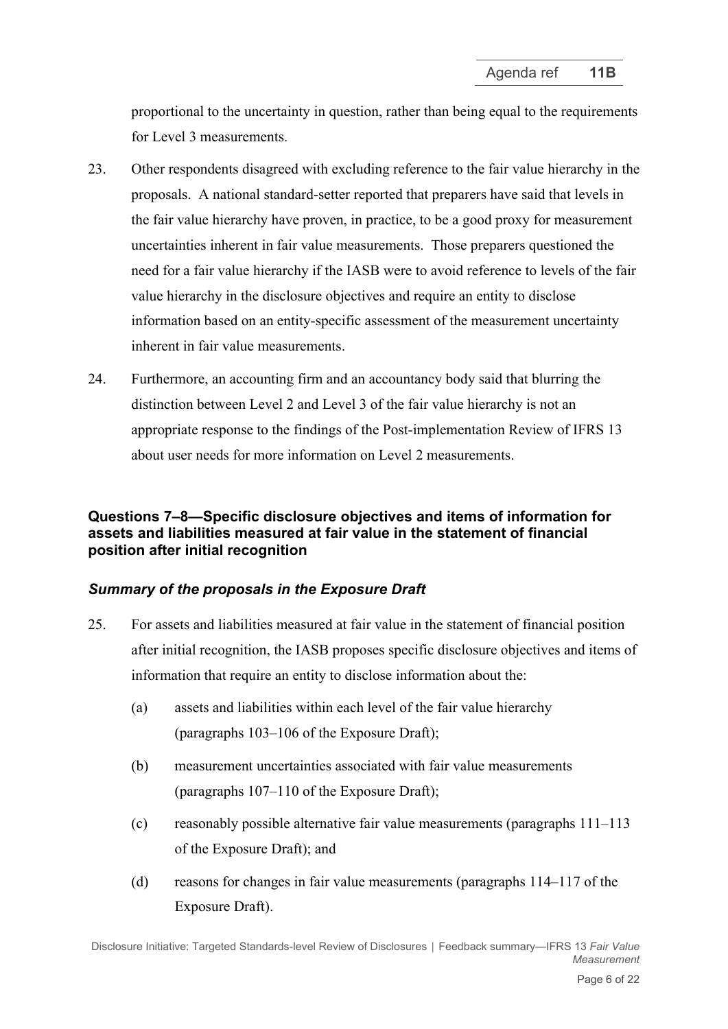proportional to the uncertainty in question, rather than being equal to the requirements for Level 3 measurements.

23. Other respondents disagreed with excluding reference to the fair value hierarchy in the proposals. A national standard-setter reported that preparers have said that levels in the fair value hierarchy have proven, in practice, to be a good proxy for measurement uncertainties inherent in fair value measurements. Those preparers questioned the need for a fair value hierarchy if the IASB were to avoid reference to levels of the fair value hierarchy in the disclosure objectives and require an entity to disclose information based on an entity-specific assessment of the measurement uncertainty inherent in fair value measurements.

24. Furthermore, an accounting firm and an accountancy body said that blurring the distinction between Level 2 and Level 3 of the fair value hierarchy is not an appropriate response to the findings of the Post-implementation Review of IFRS 13 about user needs for more information on Level 2 measurements.

### Questions 7–8—Specific disclosure objectives and items of information for assets and liabilities measured at fair value in the statement of financial position after initial recognition

#### *Summary of the proposals in the Exposure Draft*

25. For assets and liabilities measured at fair value in the statement of financial position after initial recognition, the IASB proposes specific disclosure objectives and items of information that require an entity to disclose information about the:

    (a) assets and liabilities within each level of the fair value hierarchy (paragraphs 103–106 of the Exposure Draft);

    (b) measurement uncertainties associated with fair value measurements (paragraphs 107–110 of the Exposure Draft);

    (c) reasonably possible alternative fair value measurements (paragraphs 111–113 of the Exposure Draft); and

    (d) reasons for changes in fair value measurements (paragraphs 114–117 of the Exposure Draft).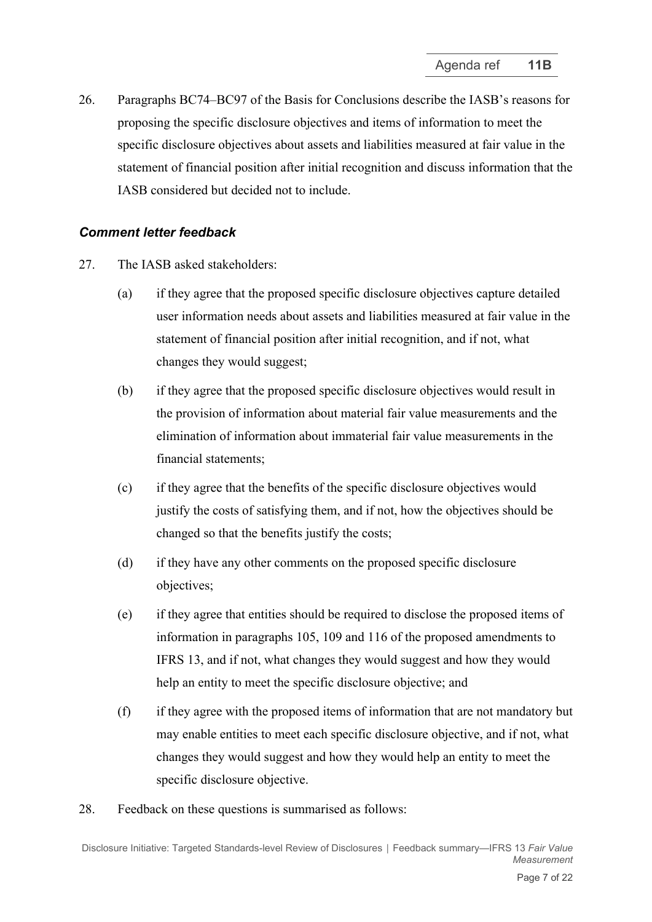26. Paragraphs BC74–BC97 of the Basis for Conclusions describe the IASB's reasons for proposing the specific disclosure objectives and items of information to meet the specific disclosure objectives about assets and liabilities measured at fair value in the statement of financial position after initial recognition and discuss information that the IASB considered but decided not to include.

### *Comment letter feedback*

27. The IASB asked stakeholders:

    (a) if they agree that the proposed specific disclosure objectives capture detailed user information needs about assets and liabilities measured at fair value in the statement of financial position after initial recognition, and if not, what changes they would suggest;

    (b) if they agree that the proposed specific disclosure objectives would result in the provision of information about material fair value measurements and the elimination of information about immaterial fair value measurements in the financial statements;

    (c) if they agree that the benefits of the specific disclosure objectives would justify the costs of satisfying them, and if not, how the objectives should be changed so that the benefits justify the costs;

    (d) if they have any other comments on the proposed specific disclosure objectives;

    (e) if they agree that entities should be required to disclose the proposed items of information in paragraphs 105, 109 and 116 of the proposed amendments to IFRS 13, and if not, what changes they would suggest and how they would help an entity to meet the specific disclosure objective; and

    (f) if they agree with the proposed items of information that are not mandatory but may enable entities to meet each specific disclosure objective, and if not, what changes they would suggest and how they would help an entity to meet the specific disclosure objective.

28. Feedback on these questions is summarised as follows: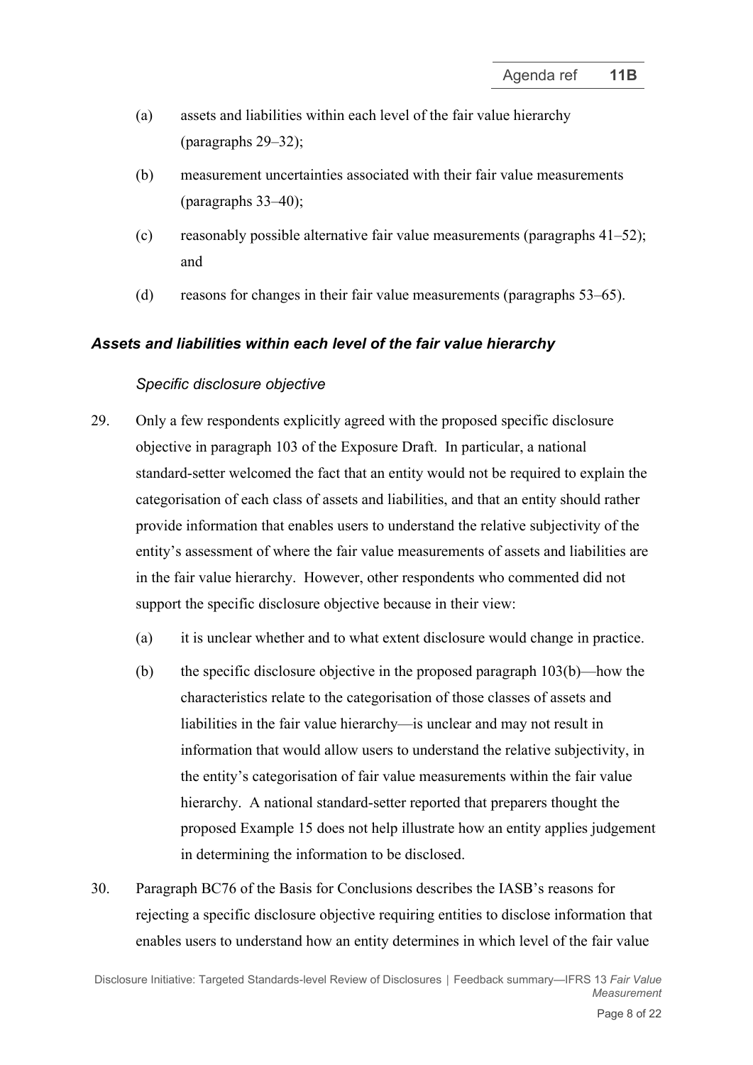(a) assets and liabilities within each level of the fair value hierarchy (paragraphs 29–32);

(b) measurement uncertainties associated with their fair value measurements (paragraphs 33–40);

(c) reasonably possible alternative fair value measurements (paragraphs 41–52); and

(d) reasons for changes in their fair value measurements (paragraphs 53–65).

### *Assets and liabilities within each level of the fair value hierarchy*

#### *Specific disclosure objective*

29. Only a few respondents explicitly agreed with the proposed specific disclosure objective in paragraph 103 of the Exposure Draft. In particular, a national standard-setter welcomed the fact that an entity would not be required to explain the categorisation of each class of assets and liabilities, and that an entity should rather provide information that enables users to understand the relative subjectivity of the entity's assessment of where the fair value measurements of assets and liabilities are in the fair value hierarchy. However, other respondents who commented did not support the specific disclosure objective because in their view:

    (a) it is unclear whether and to what extent disclosure would change in practice.

    (b) the specific disclosure objective in the proposed paragraph 103(b)—how the characteristics relate to the categorisation of those classes of assets and liabilities in the fair value hierarchy—is unclear and may not result in information that would allow users to understand the relative subjectivity, in the entity's categorisation of fair value measurements within the fair value hierarchy. A national standard-setter reported that preparers thought the proposed Example 15 does not help illustrate how an entity applies judgement in determining the information to be disclosed.

30. Paragraph BC76 of the Basis for Conclusions describes the IASB's reasons for rejecting a specific disclosure objective requiring entities to disclose information that enables users to understand how an entity determines in which level of the fair value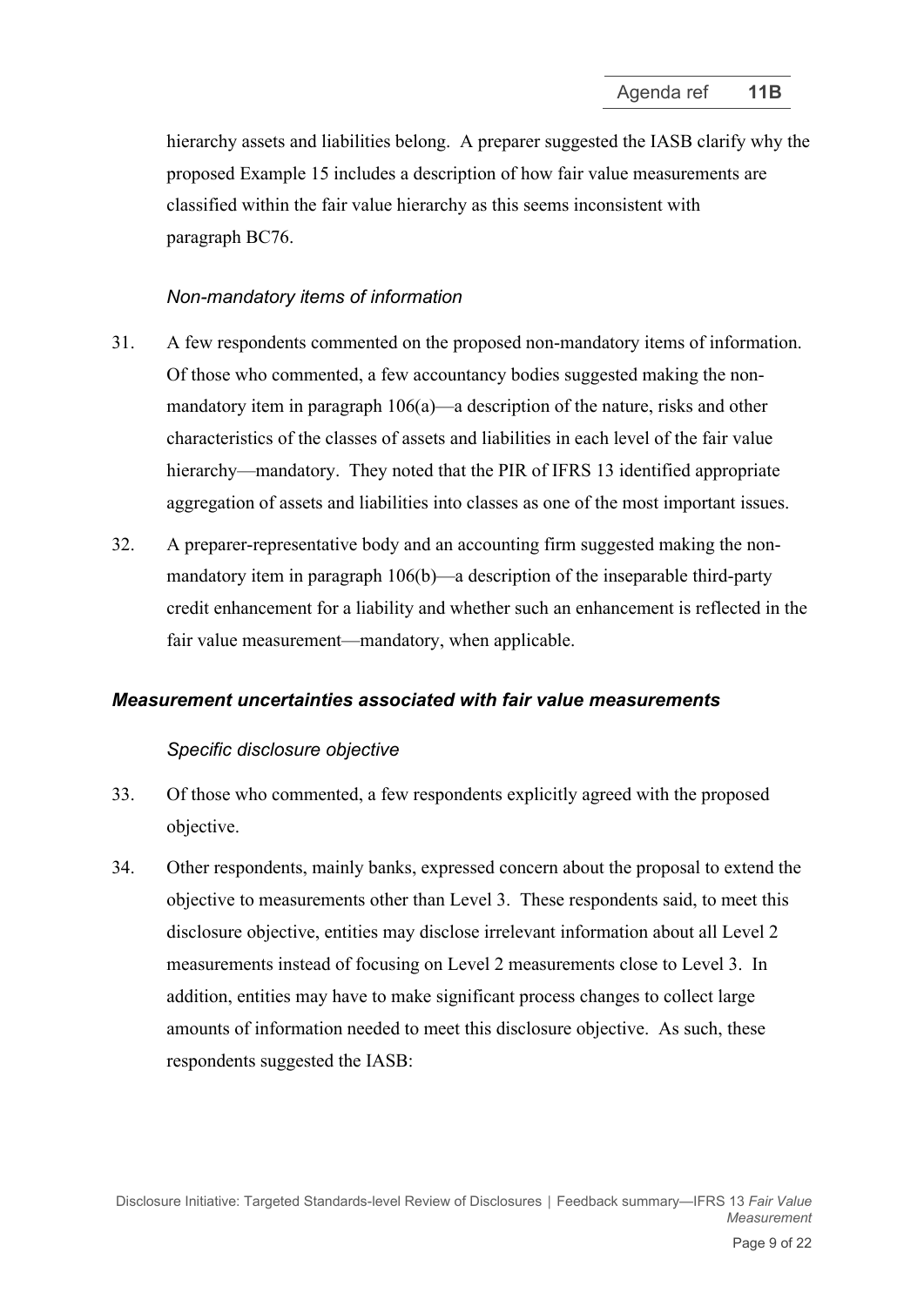hierarchy assets and liabilities belong. A preparer suggested the IASB clarify why the proposed Example 15 includes a description of how fair value measurements are classified within the fair value hierarchy as this seems inconsistent with paragraph BC76.

#### *Non-mandatory items of information*

31. A few respondents commented on the proposed non-mandatory items of information. Of those who commented, a few accountancy bodies suggested making the non-mandatory item in paragraph 106(a)—a description of the nature, risks and other characteristics of the classes of assets and liabilities in each level of the fair value hierarchy—mandatory. They noted that the PIR of IFRS 13 identified appropriate aggregation of assets and liabilities into classes as one of the most important issues.

32. A preparer-representative body and an accounting firm suggested making the non-mandatory item in paragraph 106(b)—a description of the inseparable third-party credit enhancement for a liability and whether such an enhancement is reflected in the fair value measurement—mandatory, when applicable.

### ***Measurement uncertainties associated with fair value measurements***

#### *Specific disclosure objective*

33. Of those who commented, a few respondents explicitly agreed with the proposed objective.

34. Other respondents, mainly banks, expressed concern about the proposal to extend the objective to measurements other than Level 3. These respondents said, to meet this disclosure objective, entities may disclose irrelevant information about all Level 2 measurements instead of focusing on Level 2 measurements close to Level 3. In addition, entities may have to make significant process changes to collect large amounts of information needed to meet this disclosure objective. As such, these respondents suggested the IASB: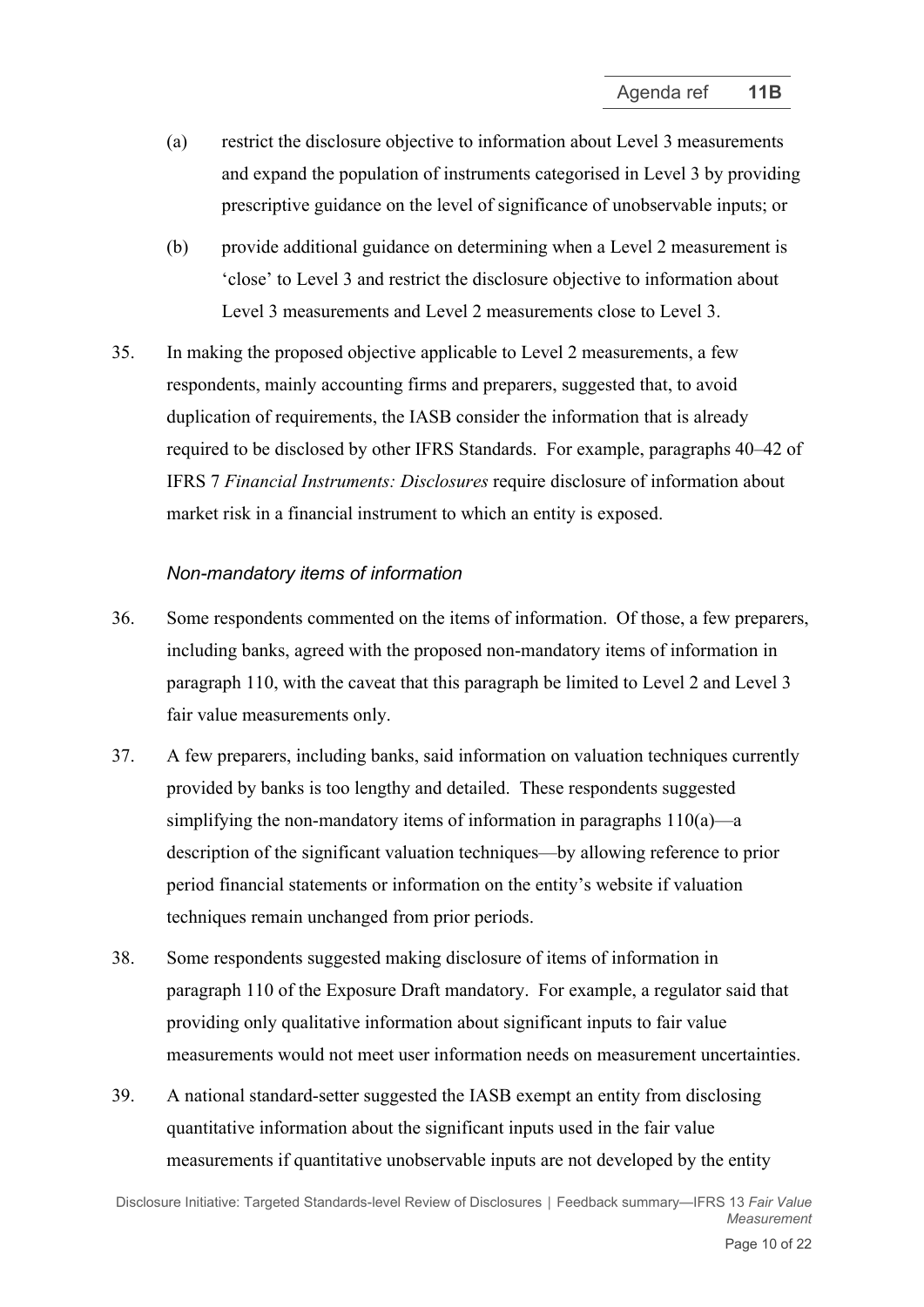(a) restrict the disclosure objective to information about Level 3 measurements and expand the population of instruments categorised in Level 3 by providing prescriptive guidance on the level of significance of unobservable inputs; or

(b) provide additional guidance on determining when a Level 2 measurement is 'close' to Level 3 and restrict the disclosure objective to information about Level 3 measurements and Level 2 measurements close to Level 3.

35. In making the proposed objective applicable to Level 2 measurements, a few respondents, mainly accounting firms and preparers, suggested that, to avoid duplication of requirements, the IASB consider the information that is already required to be disclosed by other IFRS Standards. For example, paragraphs 40–42 of IFRS 7 *Financial Instruments: Disclosures* require disclosure of information about market risk in a financial instrument to which an entity is exposed.

### *Non-mandatory items of information*

36. Some respondents commented on the items of information. Of those, a few preparers, including banks, agreed with the proposed non-mandatory items of information in paragraph 110, with the caveat that this paragraph be limited to Level 2 and Level 3 fair value measurements only.

37. A few preparers, including banks, said information on valuation techniques currently provided by banks is too lengthy and detailed. These respondents suggested simplifying the non-mandatory items of information in paragraphs 110(a)—a description of the significant valuation techniques—by allowing reference to prior period financial statements or information on the entity's website if valuation techniques remain unchanged from prior periods.

38. Some respondents suggested making disclosure of items of information in paragraph 110 of the Exposure Draft mandatory. For example, a regulator said that providing only qualitative information about significant inputs to fair value measurements would not meet user information needs on measurement uncertainties.

39. A national standard-setter suggested the IASB exempt an entity from disclosing quantitative information about the significant inputs used in the fair value measurements if quantitative unobservable inputs are not developed by the entity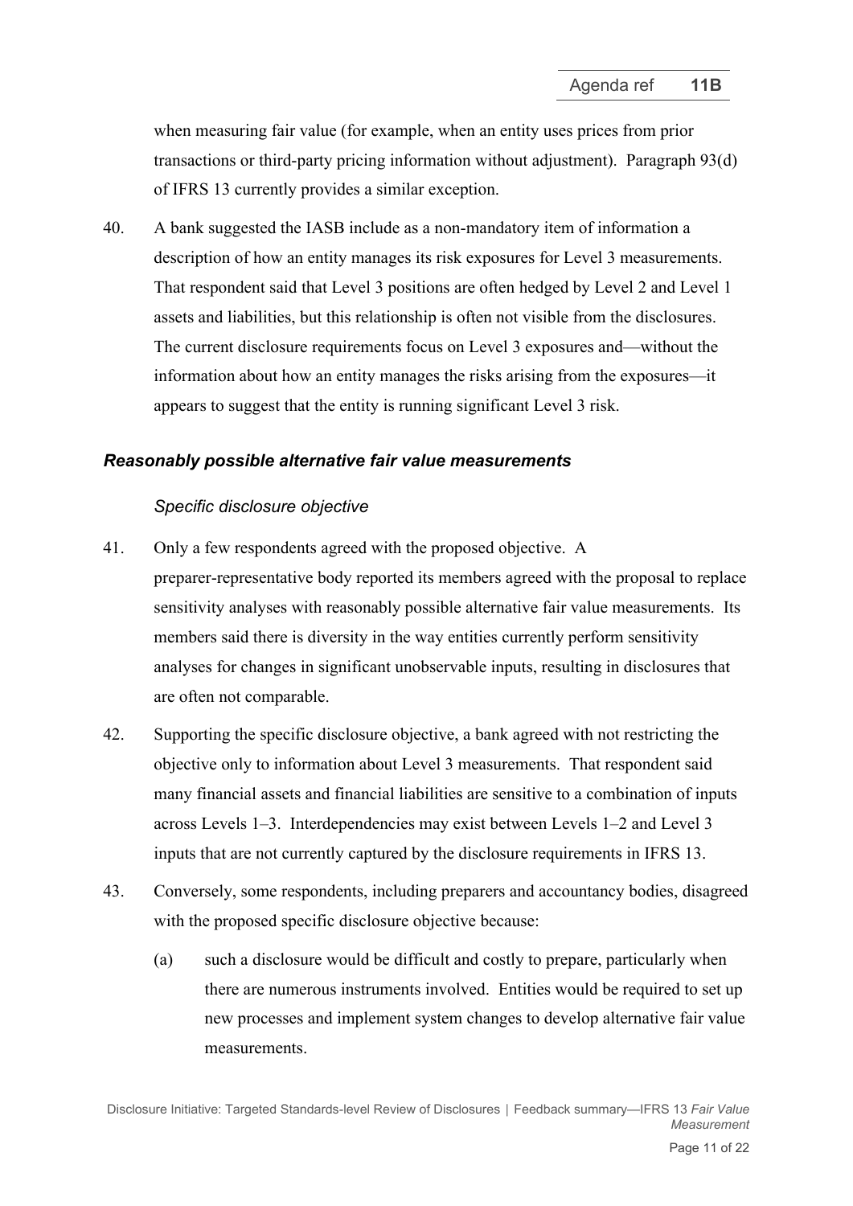when measuring fair value (for example, when an entity uses prices from prior transactions or third-party pricing information without adjustment). Paragraph 93(d) of IFRS 13 currently provides a similar exception.

40. A bank suggested the IASB include as a non-mandatory item of information a description of how an entity manages its risk exposures for Level 3 measurements. That respondent said that Level 3 positions are often hedged by Level 2 and Level 1 assets and liabilities, but this relationship is often not visible from the disclosures. The current disclosure requirements focus on Level 3 exposures and—without the information about how an entity manages the risks arising from the exposures—it appears to suggest that the entity is running significant Level 3 risk.

### *Reasonably possible alternative fair value measurements*

#### *Specific disclosure objective*

41. Only a few respondents agreed with the proposed objective. A preparer-representative body reported its members agreed with the proposal to replace sensitivity analyses with reasonably possible alternative fair value measurements. Its members said there is diversity in the way entities currently perform sensitivity analyses for changes in significant unobservable inputs, resulting in disclosures that are often not comparable.

42. Supporting the specific disclosure objective, a bank agreed with not restricting the objective only to information about Level 3 measurements. That respondent said many financial assets and financial liabilities are sensitive to a combination of inputs across Levels 1–3. Interdependencies may exist between Levels 1–2 and Level 3 inputs that are not currently captured by the disclosure requirements in IFRS 13.

43. Conversely, some respondents, including preparers and accountancy bodies, disagreed with the proposed specific disclosure objective because:

    (a) such a disclosure would be difficult and costly to prepare, particularly when there are numerous instruments involved. Entities would be required to set up new processes and implement system changes to develop alternative fair value measurements.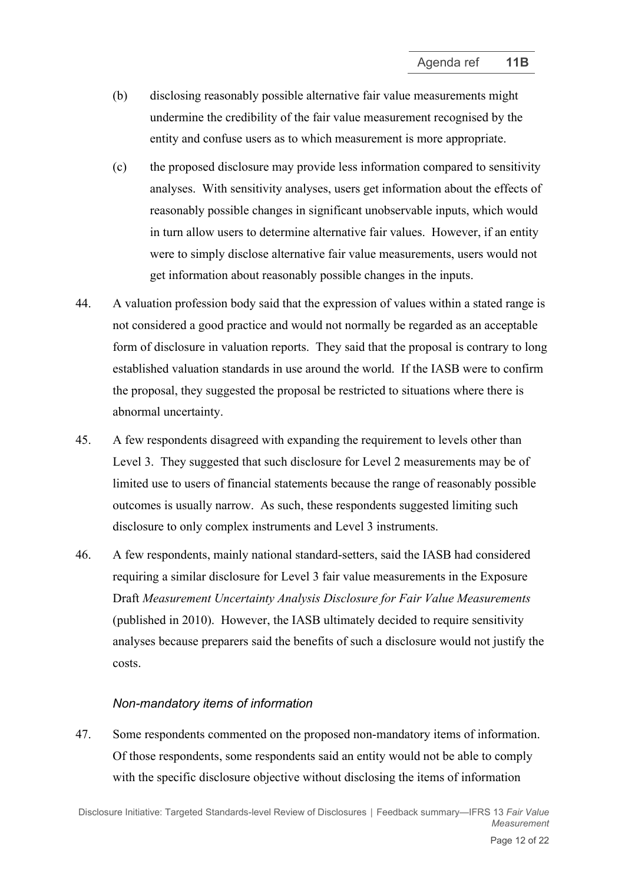(b) disclosing reasonably possible alternative fair value measurements might undermine the credibility of the fair value measurement recognised by the entity and confuse users as to which measurement is more appropriate.

(c) the proposed disclosure may provide less information compared to sensitivity analyses. With sensitivity analyses, users get information about the effects of reasonably possible changes in significant unobservable inputs, which would in turn allow users to determine alternative fair values. However, if an entity were to simply disclose alternative fair value measurements, users would not get information about reasonably possible changes in the inputs.

44. A valuation profession body said that the expression of values within a stated range is not considered a good practice and would not normally be regarded as an acceptable form of disclosure in valuation reports. They said that the proposal is contrary to long established valuation standards in use around the world. If the IASB were to confirm the proposal, they suggested the proposal be restricted to situations where there is abnormal uncertainty.

45. A few respondents disagreed with expanding the requirement to levels other than Level 3. They suggested that such disclosure for Level 2 measurements may be of limited use to users of financial statements because the range of reasonably possible outcomes is usually narrow. As such, these respondents suggested limiting such disclosure to only complex instruments and Level 3 instruments.

46. A few respondents, mainly national standard-setters, said the IASB had considered requiring a similar disclosure for Level 3 fair value measurements in the Exposure Draft *Measurement Uncertainty Analysis Disclosure for Fair Value Measurements* (published in 2010). However, the IASB ultimately decided to require sensitivity analyses because preparers said the benefits of such a disclosure would not justify the costs.

### *Non-mandatory items of information*

47. Some respondents commented on the proposed non-mandatory items of information. Of those respondents, some respondents said an entity would not be able to comply with the specific disclosure objective without disclosing the items of information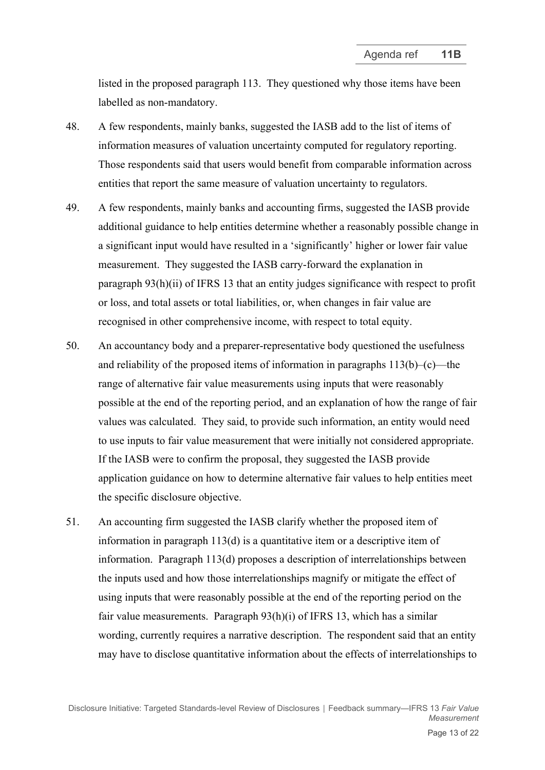listed in the proposed paragraph 113. They questioned why those items have been labelled as non-mandatory.

48. A few respondents, mainly banks, suggested the IASB add to the list of items of information measures of valuation uncertainty computed for regulatory reporting. Those respondents said that users would benefit from comparable information across entities that report the same measure of valuation uncertainty to regulators.

49. A few respondents, mainly banks and accounting firms, suggested the IASB provide additional guidance to help entities determine whether a reasonably possible change in a significant input would have resulted in a 'significantly' higher or lower fair value measurement. They suggested the IASB carry-forward the explanation in paragraph 93(h)(ii) of IFRS 13 that an entity judges significance with respect to profit or loss, and total assets or total liabilities, or, when changes in fair value are recognised in other comprehensive income, with respect to total equity.

50. An accountancy body and a preparer-representative body questioned the usefulness and reliability of the proposed items of information in paragraphs 113(b)–(c)—the range of alternative fair value measurements using inputs that were reasonably possible at the end of the reporting period, and an explanation of how the range of fair values was calculated. They said, to provide such information, an entity would need to use inputs to fair value measurement that were initially not considered appropriate. If the IASB were to confirm the proposal, they suggested the IASB provide application guidance on how to determine alternative fair values to help entities meet the specific disclosure objective.

51. An accounting firm suggested the IASB clarify whether the proposed item of information in paragraph 113(d) is a quantitative item or a descriptive item of information. Paragraph 113(d) proposes a description of interrelationships between the inputs used and how those interrelationships magnify or mitigate the effect of using inputs that were reasonably possible at the end of the reporting period on the fair value measurements. Paragraph 93(h)(i) of IFRS 13, which has a similar wording, currently requires a narrative description. The respondent said that an entity may have to disclose quantitative information about the effects of interrelationships to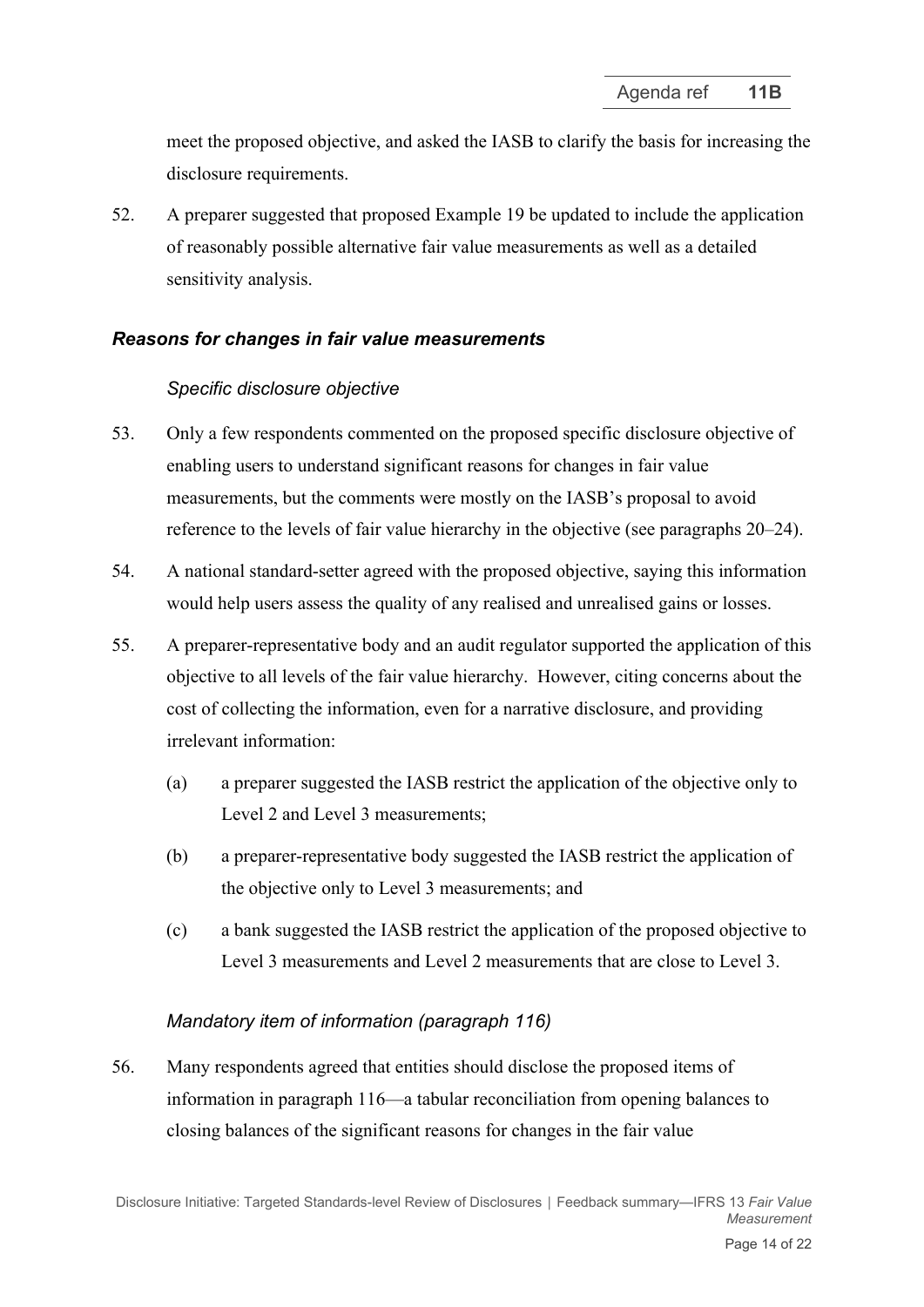meet the proposed objective, and asked the IASB to clarify the basis for increasing the disclosure requirements.

52. A preparer suggested that proposed Example 19 be updated to include the application of reasonably possible alternative fair value measurements as well as a detailed sensitivity analysis.

### *Reasons for changes in fair value measurements*

#### *Specific disclosure objective*

53. Only a few respondents commented on the proposed specific disclosure objective of enabling users to understand significant reasons for changes in fair value measurements, but the comments were mostly on the IASB's proposal to avoid reference to the levels of fair value hierarchy in the objective (see paragraphs 20–24).

54. A national standard-setter agreed with the proposed objective, saying this information would help users assess the quality of any realised and unrealised gains or losses.

55. A preparer-representative body and an audit regulator supported the application of this objective to all levels of the fair value hierarchy. However, citing concerns about the cost of collecting the information, even for a narrative disclosure, and providing irrelevant information:

    (a) a preparer suggested the IASB restrict the application of the objective only to Level 2 and Level 3 measurements;

    (b) a preparer-representative body suggested the IASB restrict the application of the objective only to Level 3 measurements; and

    (c) a bank suggested the IASB restrict the application of the proposed objective to Level 3 measurements and Level 2 measurements that are close to Level 3.

#### *Mandatory item of information (paragraph 116)*

56. Many respondents agreed that entities should disclose the proposed items of information in paragraph 116—a tabular reconciliation from opening balances to closing balances of the significant reasons for changes in the fair value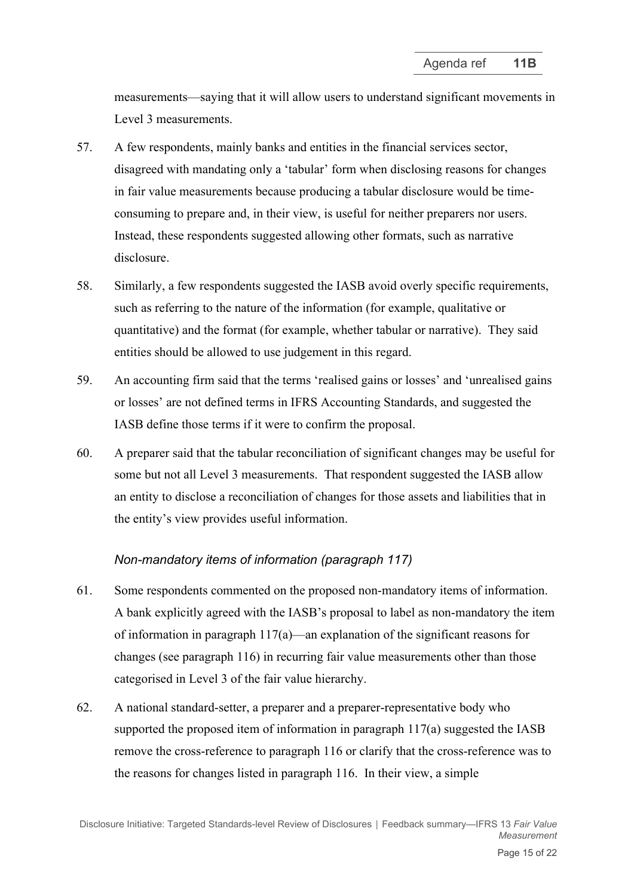measurements—saying that it will allow users to understand significant movements in Level 3 measurements.

57. A few respondents, mainly banks and entities in the financial services sector, disagreed with mandating only a 'tabular' form when disclosing reasons for changes in fair value measurements because producing a tabular disclosure would be time-consuming to prepare and, in their view, is useful for neither preparers nor users. Instead, these respondents suggested allowing other formats, such as narrative disclosure.

58. Similarly, a few respondents suggested the IASB avoid overly specific requirements, such as referring to the nature of the information (for example, qualitative or quantitative) and the format (for example, whether tabular or narrative). They said entities should be allowed to use judgement in this regard.

59. An accounting firm said that the terms 'realised gains or losses' and 'unrealised gains or losses' are not defined terms in IFRS Accounting Standards, and suggested the IASB define those terms if it were to confirm the proposal.

60. A preparer said that the tabular reconciliation of significant changes may be useful for some but not all Level 3 measurements. That respondent suggested the IASB allow an entity to disclose a reconciliation of changes for those assets and liabilities that in the entity's view provides useful information.

### *Non-mandatory items of information (paragraph 117)*

61. Some respondents commented on the proposed non-mandatory items of information. A bank explicitly agreed with the IASB's proposal to label as non-mandatory the item of information in paragraph 117(a)—an explanation of the significant reasons for changes (see paragraph 116) in recurring fair value measurements other than those categorised in Level 3 of the fair value hierarchy.

62. A national standard-setter, a preparer and a preparer-representative body who supported the proposed item of information in paragraph 117(a) suggested the IASB remove the cross-reference to paragraph 116 or clarify that the cross-reference was to the reasons for changes listed in paragraph 116. In their view, a simple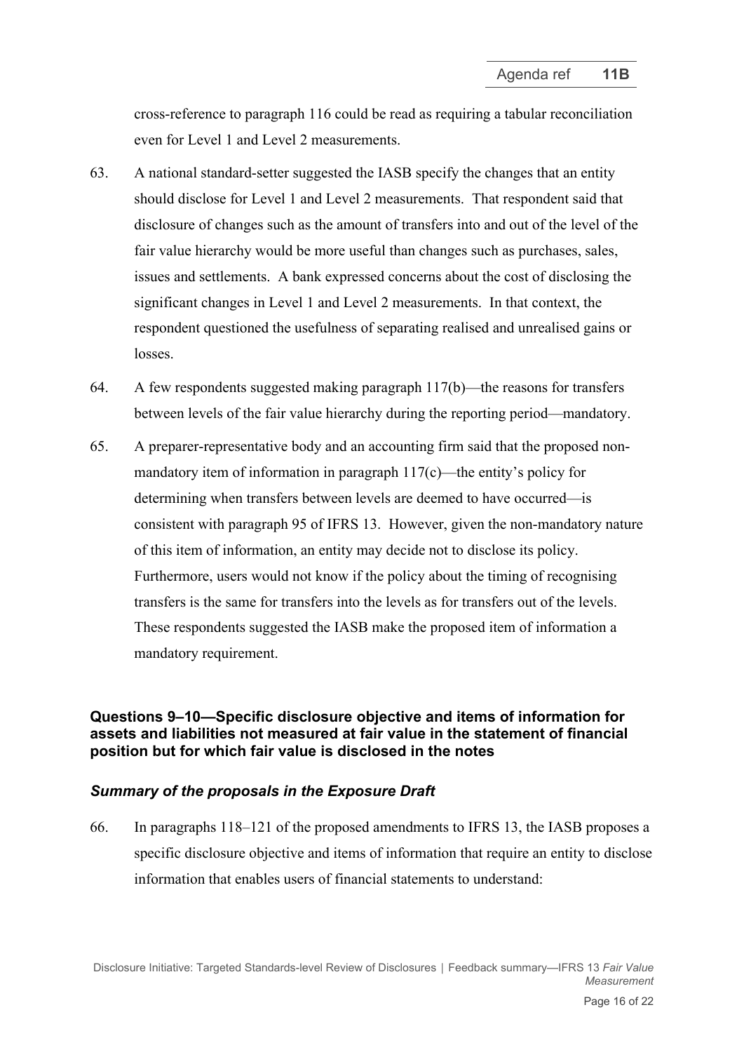cross-reference to paragraph 116 could be read as requiring a tabular reconciliation even for Level 1 and Level 2 measurements.

63. A national standard-setter suggested the IASB specify the changes that an entity should disclose for Level 1 and Level 2 measurements. That respondent said that disclosure of changes such as the amount of transfers into and out of the level of the fair value hierarchy would be more useful than changes such as purchases, sales, issues and settlements. A bank expressed concerns about the cost of disclosing the significant changes in Level 1 and Level 2 measurements. In that context, the respondent questioned the usefulness of separating realised and unrealised gains or losses.

64. A few respondents suggested making paragraph 117(b)—the reasons for transfers between levels of the fair value hierarchy during the reporting period—mandatory.

65. A preparer-representative body and an accounting firm said that the proposed non-mandatory item of information in paragraph 117(c)—the entity's policy for determining when transfers between levels are deemed to have occurred—is consistent with paragraph 95 of IFRS 13. However, given the non-mandatory nature of this item of information, an entity may decide not to disclose its policy. Furthermore, users would not know if the policy about the timing of recognising transfers is the same for transfers into the levels as for transfers out of the levels. These respondents suggested the IASB make the proposed item of information a mandatory requirement.

## Questions 9–10—Specific disclosure objective and items of information for assets and liabilities not measured at fair value in the statement of financial position but for which fair value is disclosed in the notes

### *Summary of the proposals in the Exposure Draft*

66. In paragraphs 118–121 of the proposed amendments to IFRS 13, the IASB proposes a specific disclosure objective and items of information that require an entity to disclose information that enables users of financial statements to understand: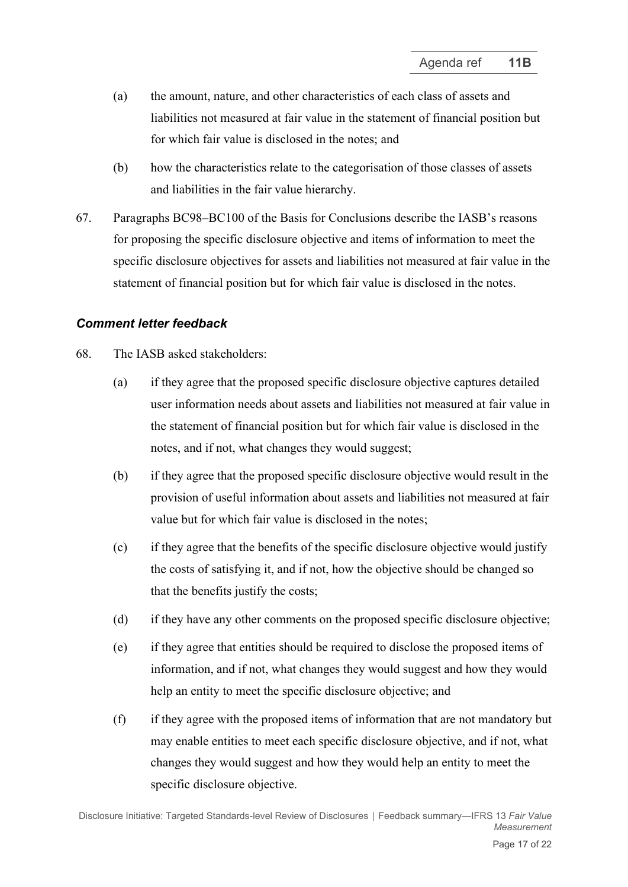(a) the amount, nature, and other characteristics of each class of assets and liabilities not measured at fair value in the statement of financial position but for which fair value is disclosed in the notes; and

(b) how the characteristics relate to the categorisation of those classes of assets and liabilities in the fair value hierarchy.

67. Paragraphs BC98–BC100 of the Basis for Conclusions describe the IASB's reasons for proposing the specific disclosure objective and items of information to meet the specific disclosure objectives for assets and liabilities not measured at fair value in the statement of financial position but for which fair value is disclosed in the notes.

### *Comment letter feedback*

68. The IASB asked stakeholders:

(a) if they agree that the proposed specific disclosure objective captures detailed user information needs about assets and liabilities not measured at fair value in the statement of financial position but for which fair value is disclosed in the notes, and if not, what changes they would suggest;

(b) if they agree that the proposed specific disclosure objective would result in the provision of useful information about assets and liabilities not measured at fair value but for which fair value is disclosed in the notes;

(c) if they agree that the benefits of the specific disclosure objective would justify the costs of satisfying it, and if not, how the objective should be changed so that the benefits justify the costs;

(d) if they have any other comments on the proposed specific disclosure objective;

(e) if they agree that entities should be required to disclose the proposed items of information, and if not, what changes they would suggest and how they would help an entity to meet the specific disclosure objective; and

(f) if they agree with the proposed items of information that are not mandatory but may enable entities to meet each specific disclosure objective, and if not, what changes they would suggest and how they would help an entity to meet the specific disclosure objective.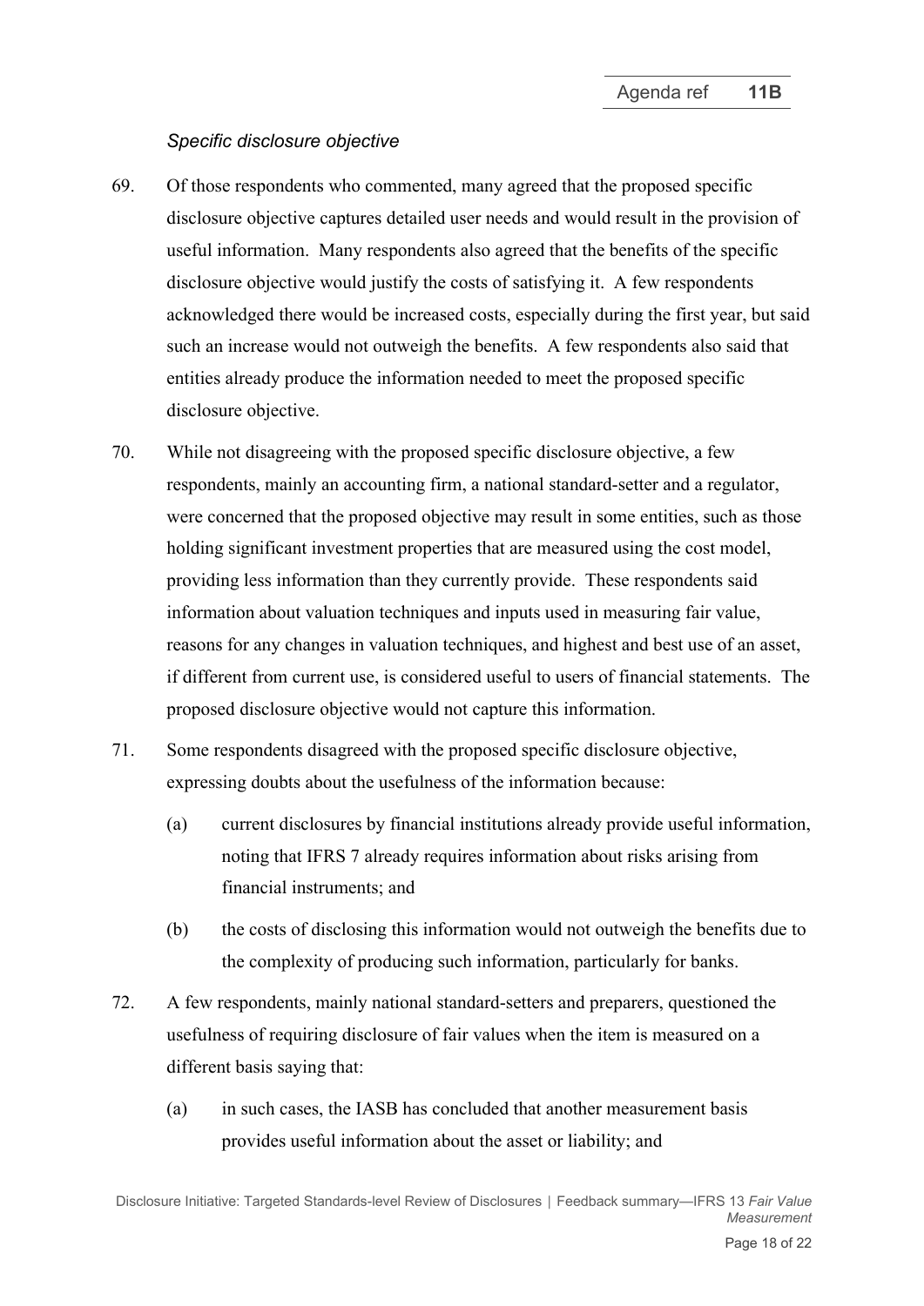*Specific disclosure objective*

69. Of those respondents who commented, many agreed that the proposed specific disclosure objective captures detailed user needs and would result in the provision of useful information. Many respondents also agreed that the benefits of the specific disclosure objective would justify the costs of satisfying it. A few respondents acknowledged there would be increased costs, especially during the first year, but said such an increase would not outweigh the benefits. A few respondents also said that entities already produce the information needed to meet the proposed specific disclosure objective.

70. While not disagreeing with the proposed specific disclosure objective, a few respondents, mainly an accounting firm, a national standard-setter and a regulator, were concerned that the proposed objective may result in some entities, such as those holding significant investment properties that are measured using the cost model, providing less information than they currently provide. These respondents said information about valuation techniques and inputs used in measuring fair value, reasons for any changes in valuation techniques, and highest and best use of an asset, if different from current use, is considered useful to users of financial statements. The proposed disclosure objective would not capture this information.

71. Some respondents disagreed with the proposed specific disclosure objective, expressing doubts about the usefulness of the information because:

    (a) current disclosures by financial institutions already provide useful information, noting that IFRS 7 already requires information about risks arising from financial instruments; and

    (b) the costs of disclosing this information would not outweigh the benefits due to the complexity of producing such information, particularly for banks.

72. A few respondents, mainly national standard-setters and preparers, questioned the usefulness of requiring disclosure of fair values when the item is measured on a different basis saying that:

    (a) in such cases, the IASB has concluded that another measurement basis provides useful information about the asset or liability; and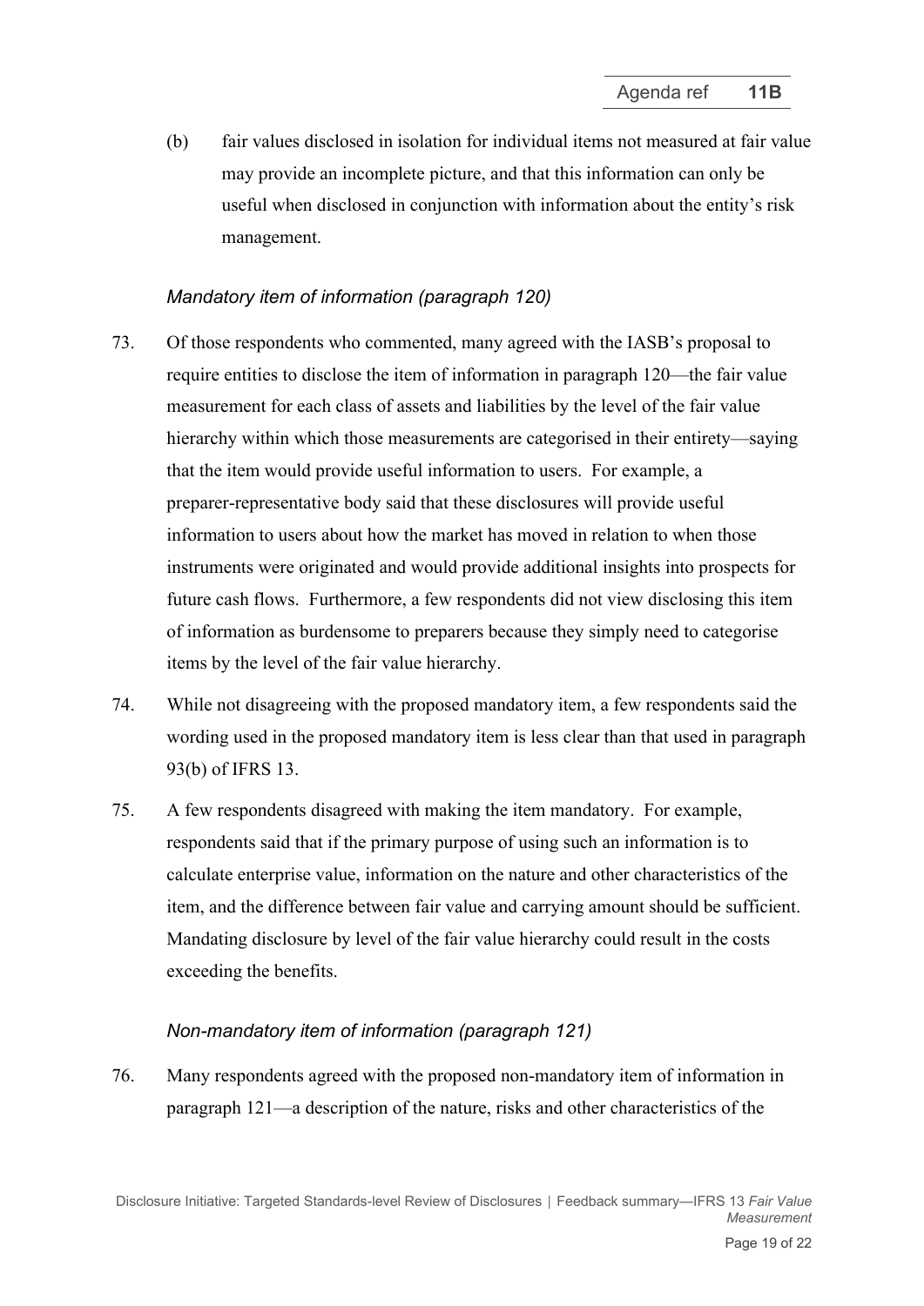(b) fair values disclosed in isolation for individual items not measured at fair value may provide an incomplete picture, and that this information can only be useful when disclosed in conjunction with information about the entity's risk management.

### *Mandatory item of information (paragraph 120)*

73. Of those respondents who commented, many agreed with the IASB's proposal to require entities to disclose the item of information in paragraph 120—the fair value measurement for each class of assets and liabilities by the level of the fair value hierarchy within which those measurements are categorised in their entirety—saying that the item would provide useful information to users. For example, a preparer-representative body said that these disclosures will provide useful information to users about how the market has moved in relation to when those instruments were originated and would provide additional insights into prospects for future cash flows. Furthermore, a few respondents did not view disclosing this item of information as burdensome to preparers because they simply need to categorise items by the level of the fair value hierarchy.

74. While not disagreeing with the proposed mandatory item, a few respondents said the wording used in the proposed mandatory item is less clear than that used in paragraph 93(b) of IFRS 13.

75. A few respondents disagreed with making the item mandatory. For example, respondents said that if the primary purpose of using such an information is to calculate enterprise value, information on the nature and other characteristics of the item, and the difference between fair value and carrying amount should be sufficient. Mandating disclosure by level of the fair value hierarchy could result in the costs exceeding the benefits.

### *Non-mandatory item of information (paragraph 121)*

76. Many respondents agreed with the proposed non-mandatory item of information in paragraph 121—a description of the nature, risks and other characteristics of the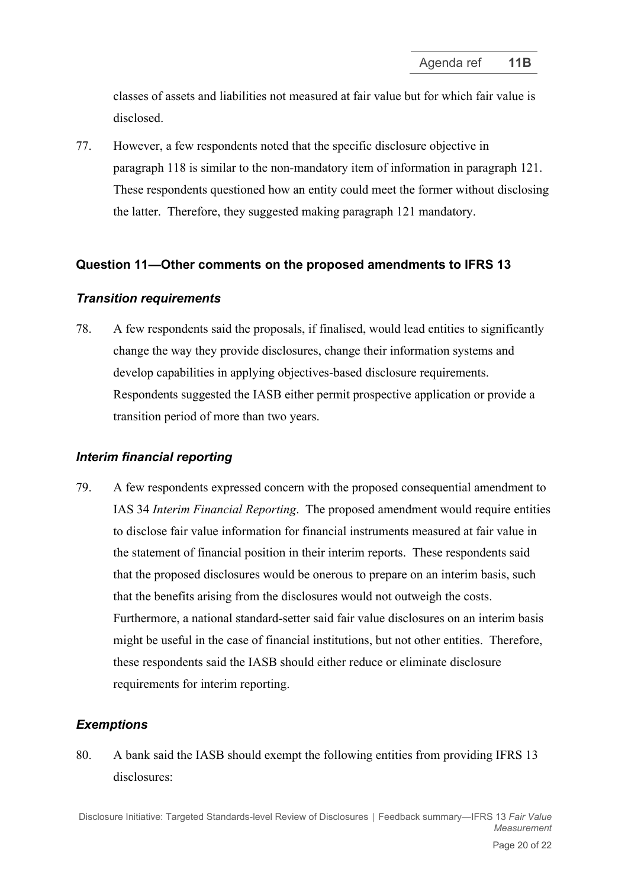classes of assets and liabilities not measured at fair value but for which fair value is disclosed.

77. However, a few respondents noted that the specific disclosure objective in paragraph 118 is similar to the non-mandatory item of information in paragraph 121. These respondents questioned how an entity could meet the former without disclosing the latter. Therefore, they suggested making paragraph 121 mandatory.

## Question 11—Other comments on the proposed amendments to IFRS 13

### *Transition requirements*

78. A few respondents said the proposals, if finalised, would lead entities to significantly change the way they provide disclosures, change their information systems and develop capabilities in applying objectives-based disclosure requirements. Respondents suggested the IASB either permit prospective application or provide a transition period of more than two years.

### *Interim financial reporting*

79. A few respondents expressed concern with the proposed consequential amendment to IAS 34 *Interim Financial Reporting*. The proposed amendment would require entities to disclose fair value information for financial instruments measured at fair value in the statement of financial position in their interim reports. These respondents said that the proposed disclosures would be onerous to prepare on an interim basis, such that the benefits arising from the disclosures would not outweigh the costs. Furthermore, a national standard-setter said fair value disclosures on an interim basis might be useful in the case of financial institutions, but not other entities. Therefore, these respondents said the IASB should either reduce or eliminate disclosure requirements for interim reporting.

### *Exemptions*

80. A bank said the IASB should exempt the following entities from providing IFRS 13 disclosures: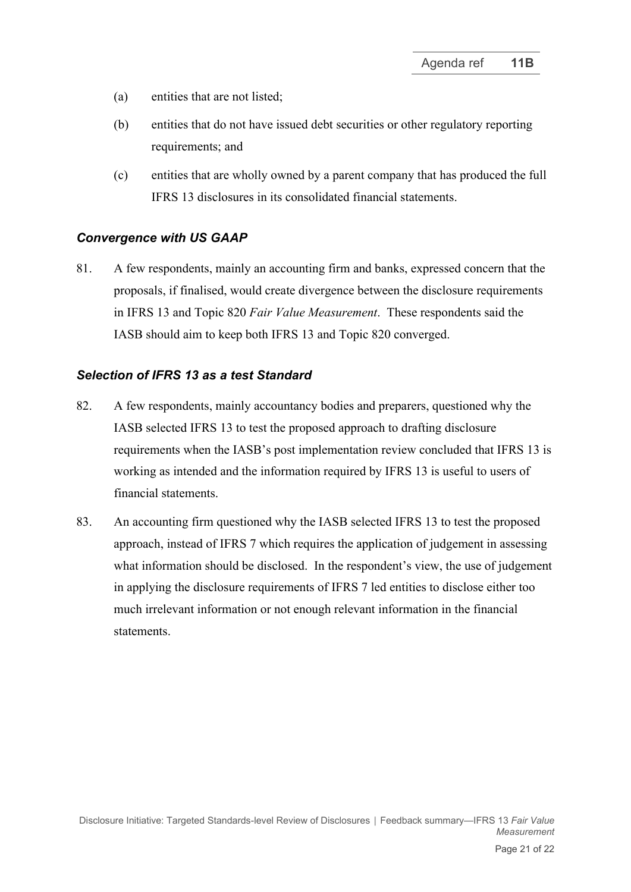(a) entities that are not listed;

(b) entities that do not have issued debt securities or other regulatory reporting requirements; and

(c) entities that are wholly owned by a parent company that has produced the full IFRS 13 disclosures in its consolidated financial statements.

### *Convergence with US GAAP*

81. A few respondents, mainly an accounting firm and banks, expressed concern that the proposals, if finalised, would create divergence between the disclosure requirements in IFRS 13 and Topic 820 *Fair Value Measurement*. These respondents said the IASB should aim to keep both IFRS 13 and Topic 820 converged.

### *Selection of IFRS 13 as a test Standard*

82. A few respondents, mainly accountancy bodies and preparers, questioned why the IASB selected IFRS 13 to test the proposed approach to drafting disclosure requirements when the IASB's post implementation review concluded that IFRS 13 is working as intended and the information required by IFRS 13 is useful to users of financial statements.

83. An accounting firm questioned why the IASB selected IFRS 13 to test the proposed approach, instead of IFRS 7 which requires the application of judgement in assessing what information should be disclosed. In the respondent's view, the use of judgement in applying the disclosure requirements of IFRS 7 led entities to disclose either too much irrelevant information or not enough relevant information in the financial statements.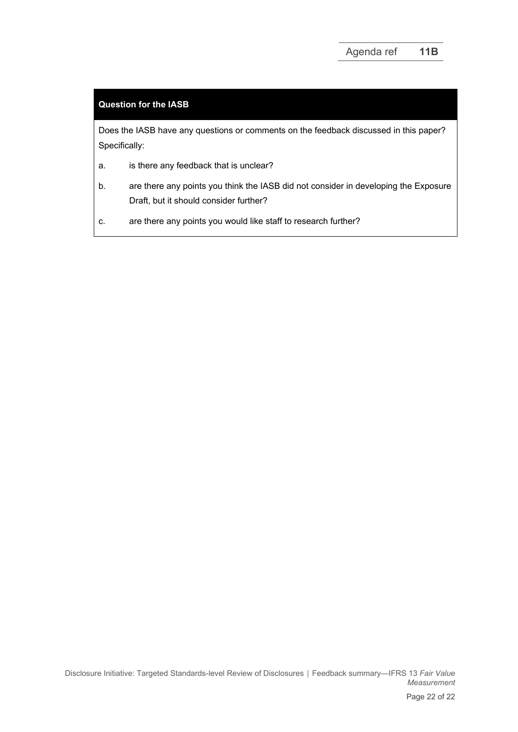**Question for the IASB**

Does the IASB have any questions or comments on the feedback discussed in this paper? Specifically:

a. is there any feedback that is unclear?

b. are there any points you think the IASB did not consider in developing the Exposure Draft, but it should consider further?

c. are there any points you would like staff to research further?